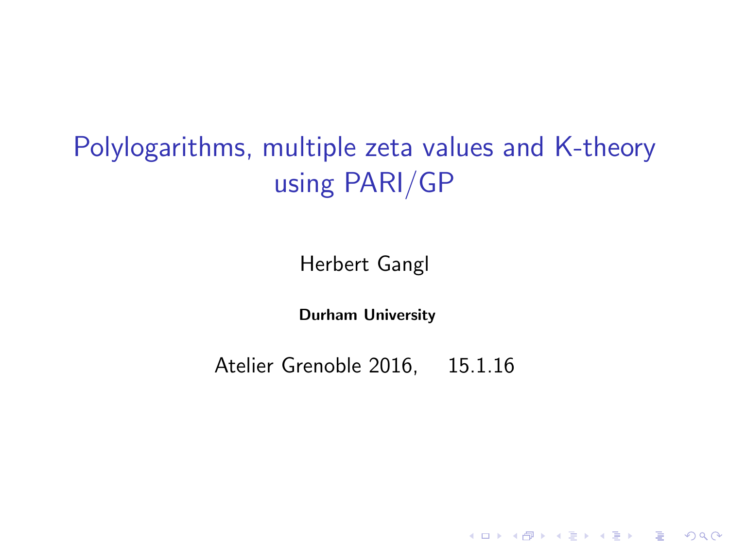# Polylogarithms, multiple zeta values and K-theory using PARI/GP

Herbert Gangl

**Durham University**

Atelier Grenoble 2016, 15.1.16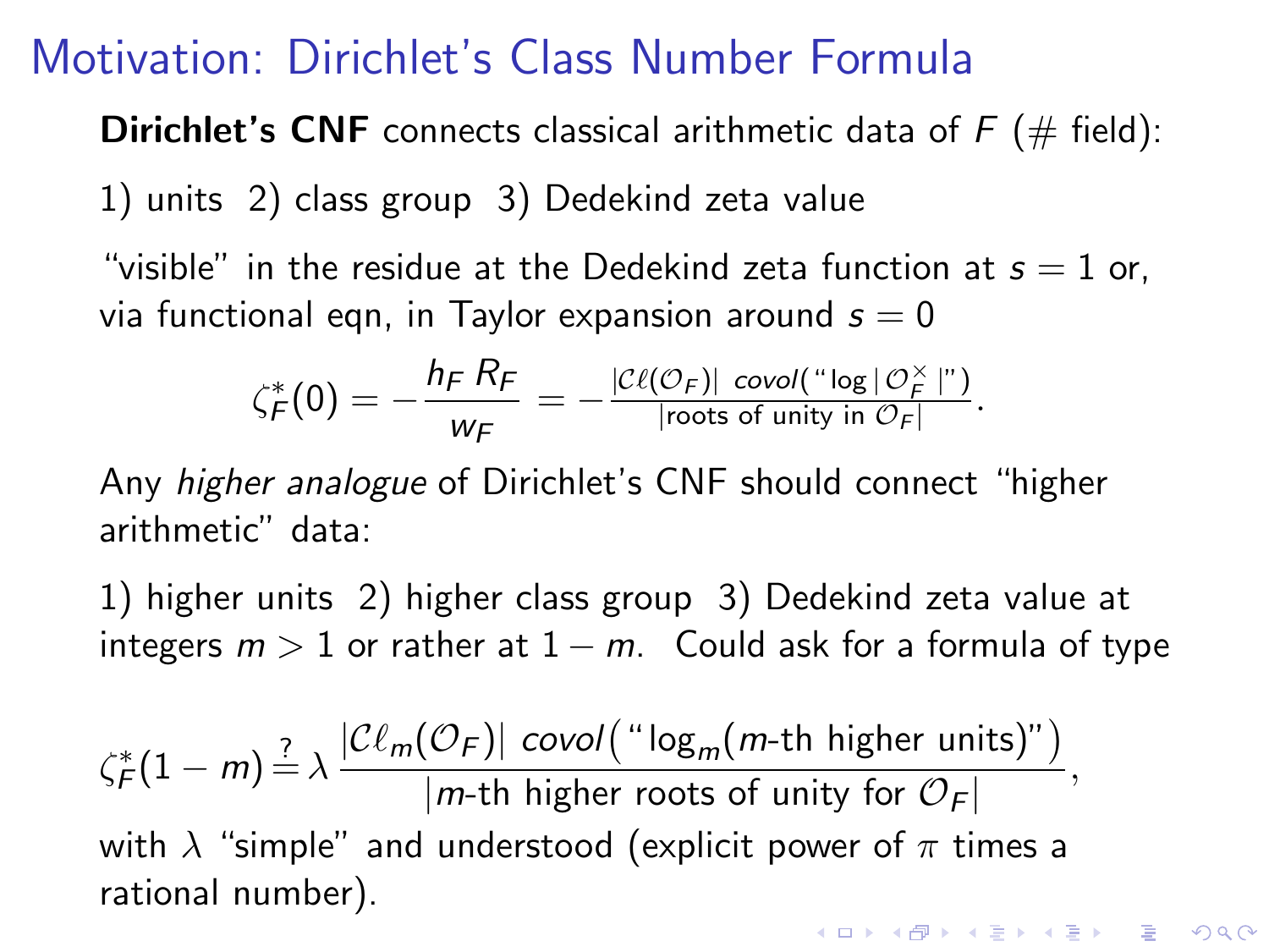# Motivation: Dirichlet's Class Number Formula

**Dirichlet's CNF** connects classical arithmetic data of $F$ (# field):

1) units 2) class group 3) Dedekind zeta value

"visible" in the residue at the Dedekind zeta function at $s = 1$ or, via functional eqn, in Taylor expansion around $s = 0$

$$\zeta_F^*(0) = -\frac{h_F\, R_F}{w_F} = -\frac{|\mathcal{C}\ell(\mathcal{O}_F)|\ \mathit{covol}(\text{“}\log|\mathcal{O}_F^\times|\text{”})}{|\text{roots of unity in } \mathcal{O}_F|}.$$

Any *higher analogue* of Dirichlet's CNF should connect "higher arithmetic" data:

1) higher units 2) higher class group 3) Dedekind zeta value at integers $m > 1$ or rather at $1 - m$. Could ask for a formula of type

$$\zeta_F^*(1-m) \stackrel{?}{=} \lambda\, \frac{|\mathcal{C}\ell_m(\mathcal{O}_F)|\ \mathit{covol}\big(\text{“}\log_m(m\text{-th higher units})\text{”}\big)}{|m\text{-th higher roots of unity for } \mathcal{O}_F|},$$

with $\lambda$ "simple" and understood (explicit power of $\pi$ times a rational number).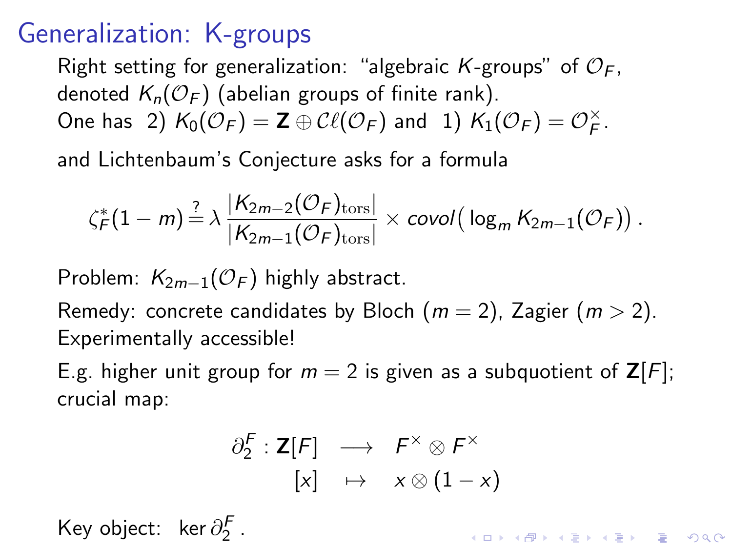# Generalization: K-groups

Right setting for generalization: “algebraic $K$-groups” of $\mathcal{O}_F$, denoted $K_n(\mathcal{O}_F)$ (abelian groups of finite rank).
One has 2) $K_0(\mathcal{O}_F) = \mathbf{Z} \oplus \mathcal{C}\ell(\mathcal{O}_F)$ and 1) $K_1(\mathcal{O}_F) = \mathcal{O}_F^\times$.

and Lichtenbaum's Conjecture asks for a formula

$$\zeta_F^*(1-m) \stackrel{?}{=} \lambda \, \frac{|K_{2m-2}(\mathcal{O}_F)_{\mathrm{tors}}|}{|K_{2m-1}(\mathcal{O}_F)_{\mathrm{tors}}|} \times covol\big(\log_m K_{2m-1}(\mathcal{O}_F)\big) \, .$$

Problem: $K_{2m-1}(\mathcal{O}_F)$ highly abstract.

Remedy: concrete candidates by Bloch ($m=2$), Zagier ($m>2$). Experimentally accessible!

E.g. higher unit group for $m=2$ is given as a subquotient of $\mathbf{Z}[F]$; crucial map:

$$\begin{array}{rccc} \partial_2^F : \mathbf{Z}[F] & \longrightarrow & F^\times \otimes F^\times \\ {[x]} & \mapsto & x \otimes (1-x) \end{array}$$

Key object: $\ker \partial_2^F$ .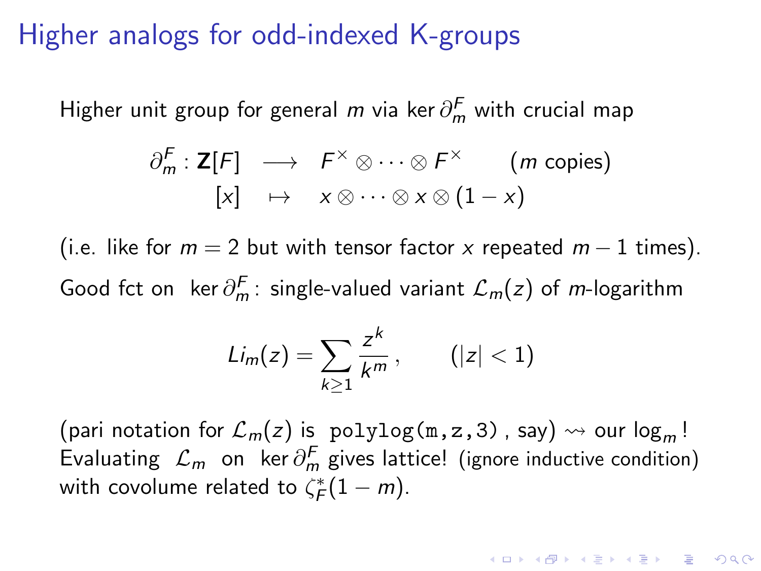# Higher analogs for odd-indexed K-groups

Higher unit group for general $m$ via $\ker \partial_m^F$ with crucial map

$$\begin{array}{rcl} \partial_m^F : \mathbf{Z}[F] & \longrightarrow & F^\times \otimes \cdots \otimes F^\times \qquad (m \text{ copies}) \\ [x] & \mapsto & x \otimes \cdots \otimes x \otimes (1-x) \end{array}$$

(i.e. like for $m = 2$ but with tensor factor $x$ repeated $m-1$ times).

Good fct on $\ker \partial_m^F$: single-valued variant $\mathcal{L}_m(z)$ of $m$-logarithm

$$Li_m(z) = \sum_{k \geq 1} \frac{z^k}{k^m}, \qquad (|z| < 1)$$

(pari notation for $\mathcal{L}_m(z)$ is `polylog(m,z,3)`, say) $\rightsquigarrow$ our $\log_m$ !
Evaluating $\mathcal{L}_m$ on $\ker \partial_m^F$ gives lattice! (ignore inductive condition) with covolume related to $\zeta_F^*(1-m)$.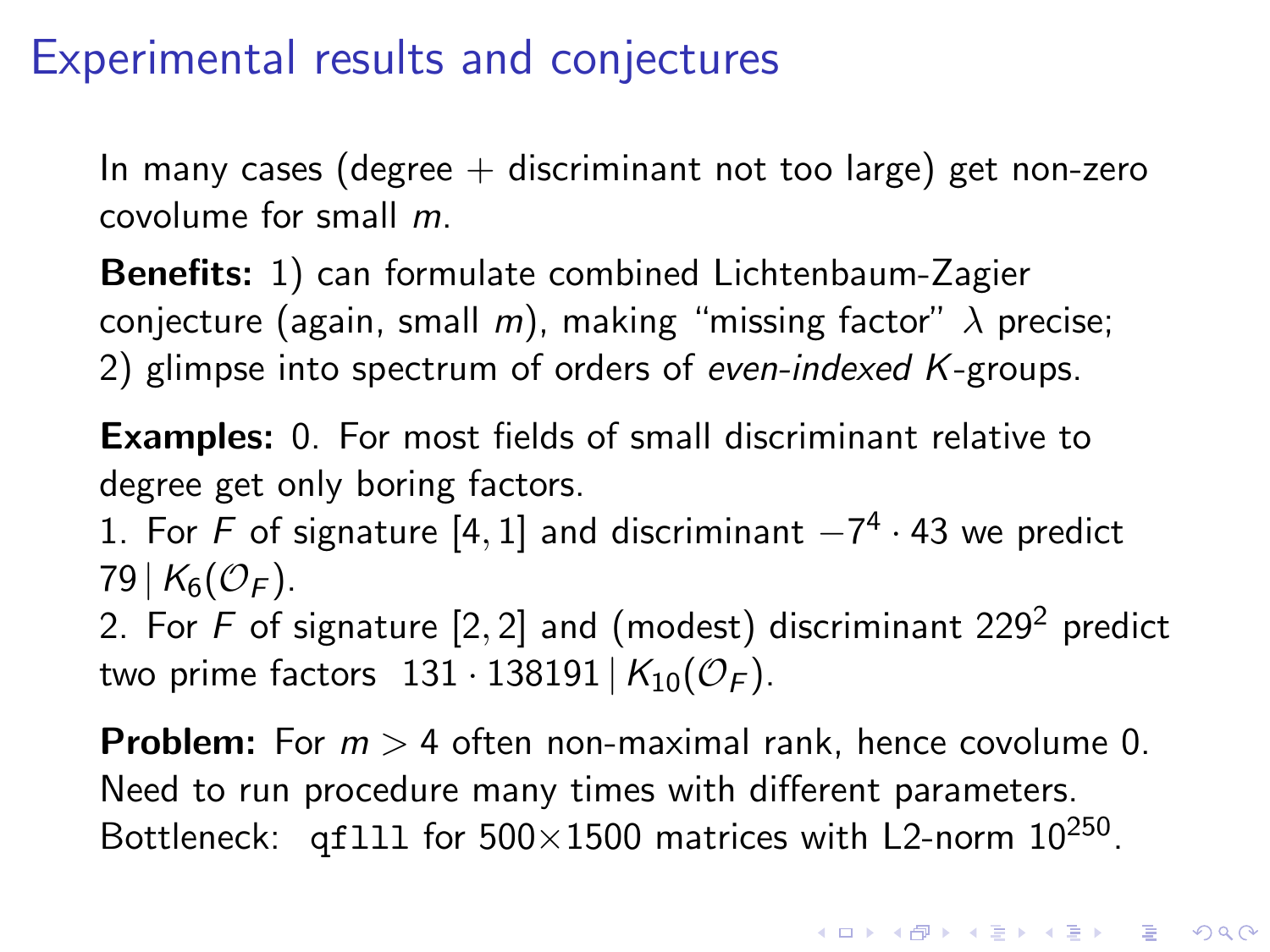# Experimental results and conjectures

In many cases (degree + discriminant not too large) get non-zero covolume for small $m$.

**Benefits:** 1) can formulate combined Lichtenbaum-Zagier conjecture (again, small $m$), making "missing factor" $\lambda$ precise; 2) glimpse into spectrum of orders of *even-indexed* $K$-groups.

**Examples:** 0. For most fields of small discriminant relative to degree get only boring factors.
1. For $F$ of signature $[4, 1]$ and discriminant $-7^4 \cdot 43$ we predict $79 \mid K_6(\mathcal{O}_F)$.
2. For $F$ of signature $[2, 2]$ and (modest) discriminant $229^2$ predict two prime factors $131 \cdot 138191 \mid K_{10}(\mathcal{O}_F)$.

**Problem:** For $m > 4$ often non-maximal rank, hence covolume 0. Need to run procedure many times with different parameters. Bottleneck: `qflll` for $500 \times 1500$ matrices with L2-norm $10^{250}$.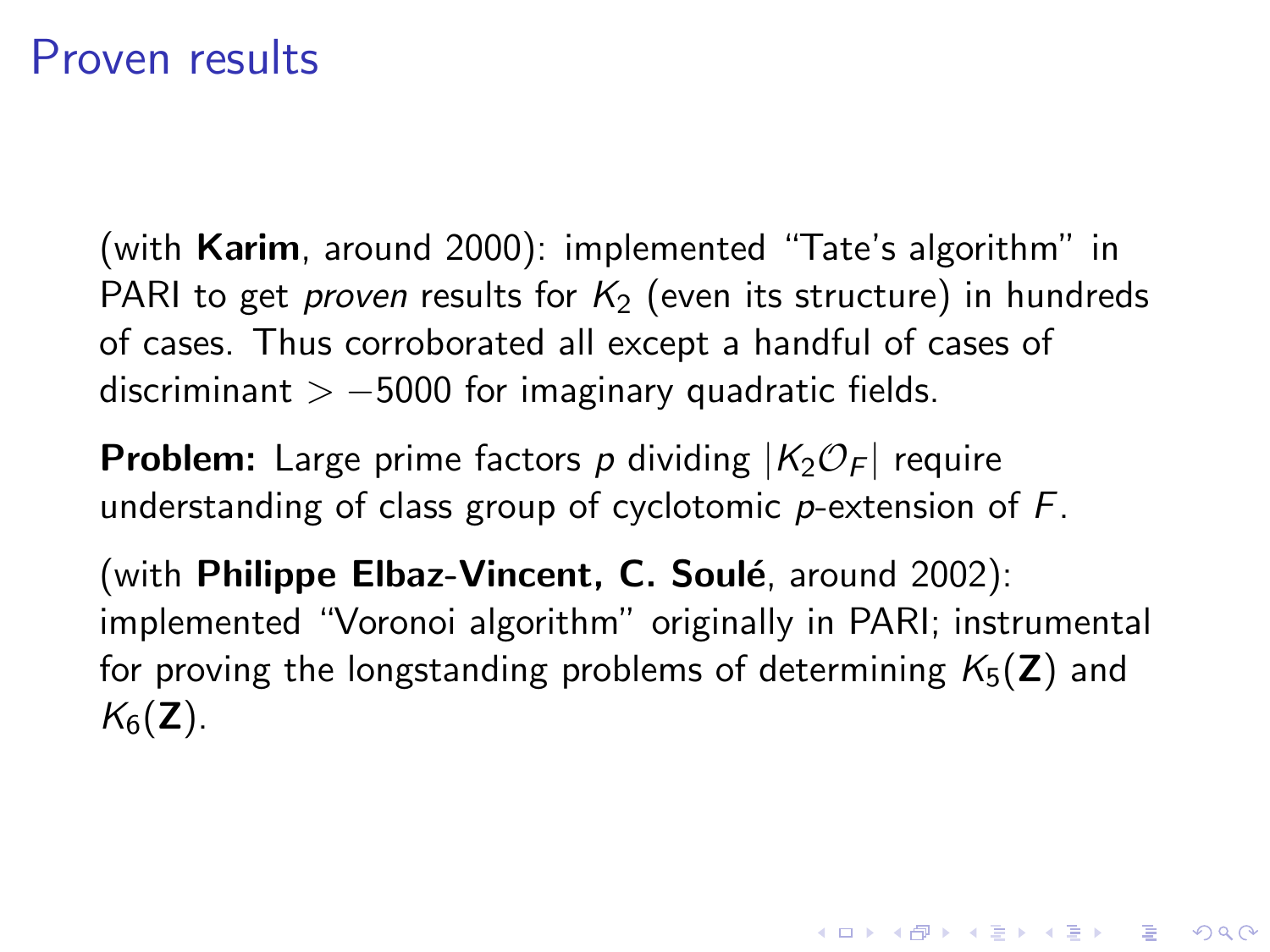# Proven results

(with **Karim**, around 2000): implemented “Tate's algorithm” in PARI to get *proven* results for $K_2$ (even its structure) in hundreds of cases. Thus corroborated all except a handful of cases of discriminant $> -5000$ for imaginary quadratic fields.

**Problem:** Large prime factors $p$ dividing $|K_2\mathcal{O}_F|$ require understanding of class group of cyclotomic $p$-extension of $F$.

(with **Philippe Elbaz-Vincent, C. Soulé**, around 2002): implemented “Voronoi algorithm” originally in PARI; instrumental for proving the longstanding problems of determining $K_5(\mathbf{Z})$ and $K_6(\mathbf{Z})$.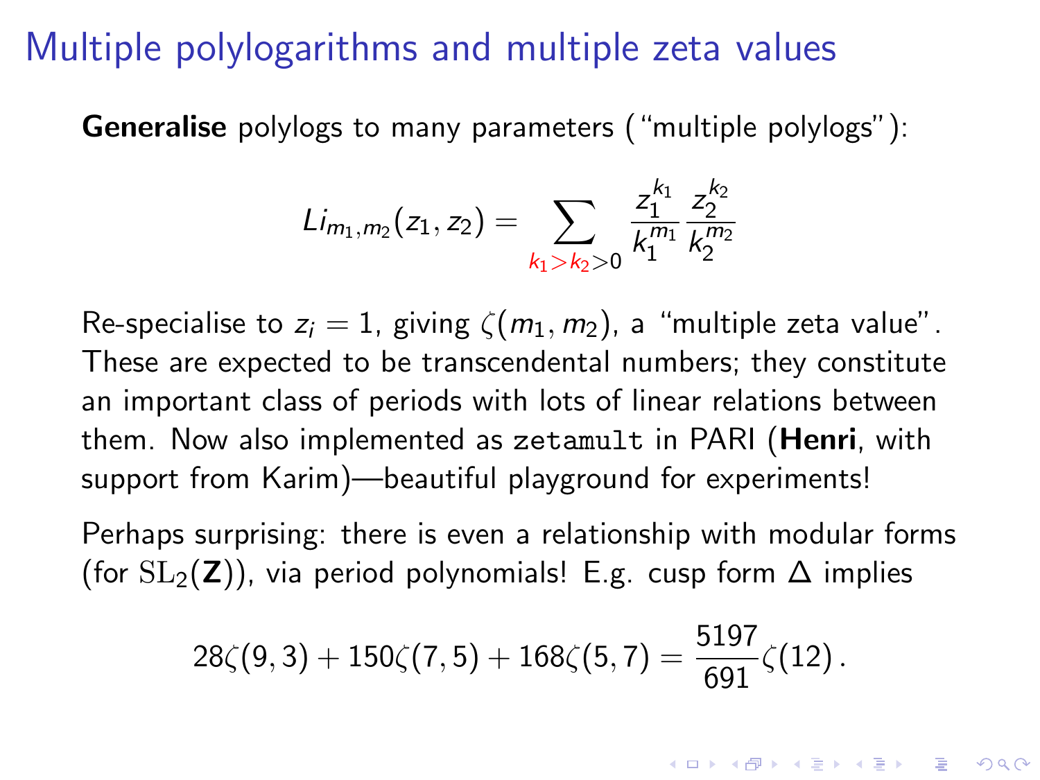# Multiple polylogarithms and multiple zeta values

**Generalise** polylogs to many parameters ("multiple polylogs"):

$$Li_{m_1,m_2}(z_1, z_2) = \sum_{k_1 > k_2 > 0} \frac{z_1^{k_1}}{k_1^{m_1}} \frac{z_2^{k_2}}{k_2^{m_2}}$$

Re-specialise to $z_i = 1$, giving $\zeta(m_1, m_2)$, a "multiple zeta value". These are expected to be transcendental numbers; they constitute an important class of periods with lots of linear relations between them. Now also implemented as `zetamult` in PARI (**Henri**, with support from Karim)—beautiful playground for experiments!

Perhaps surprising: there is even a relationship with modular forms (for $\mathrm{SL}_2(\mathbf{Z})$), via period polynomials! E.g. cusp form $\Delta$ implies

$$28\zeta(9,3) + 150\zeta(7,5) + 168\zeta(5,7) = \frac{5197}{691}\zeta(12)\,.$$